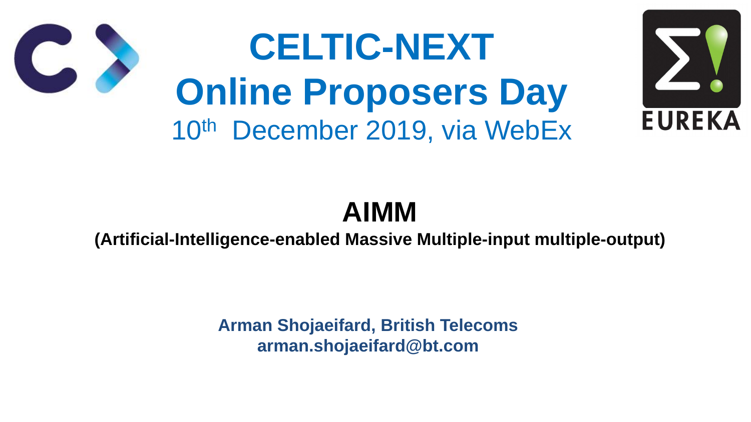# CELTIC-NEXT Online Proposers Day

10th December 2019, via WebEx

EUREKA

## AIMM

**(Artificial-Intelligence-enabled Massive Multiple-input multiple-output)**

**Arman Shojaeifard, British Telecoms**
**arman.shojaeifard@bt.com**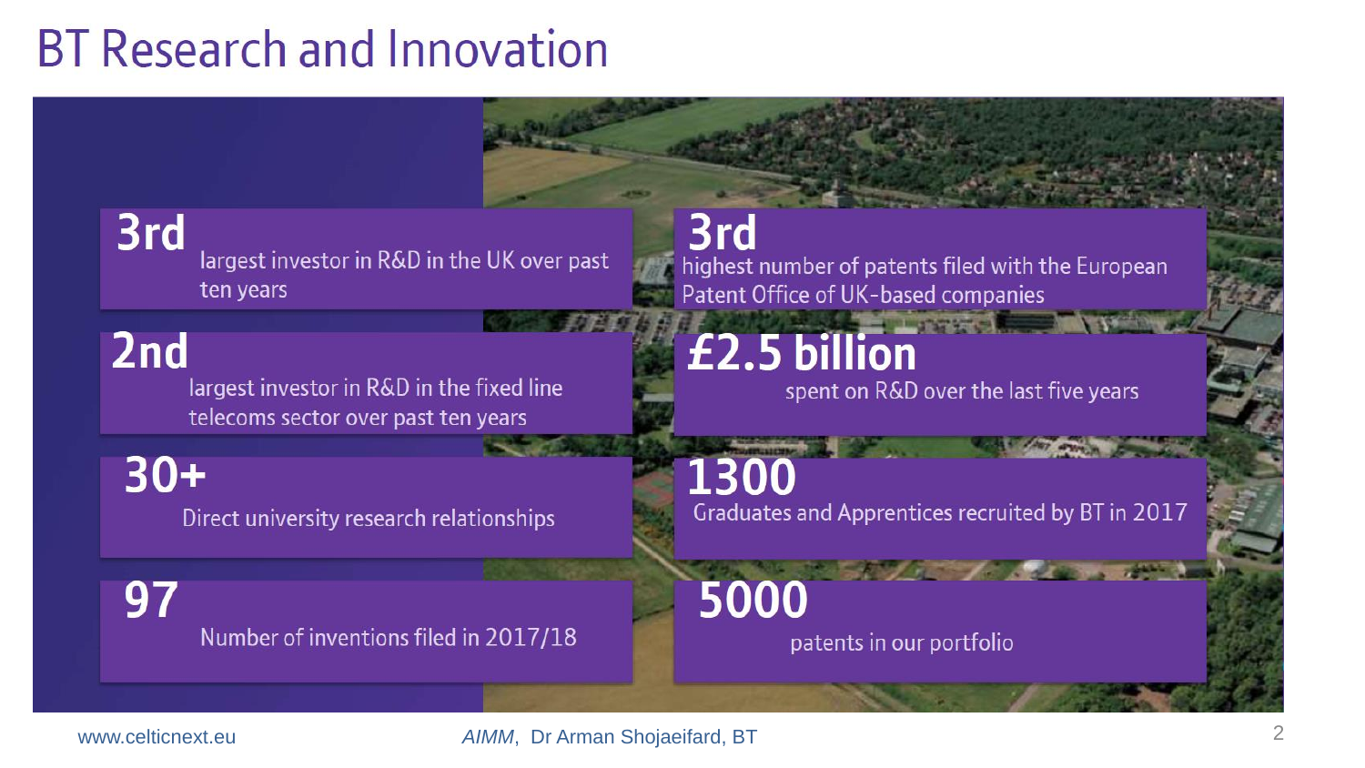# BT Research and Innovation

**3rd** largest investor in R&D in the UK over past ten years

**3rd** highest number of patents filed with the European Patent Office of UK-based companies

**2nd** largest investor in R&D in the fixed line telecoms sector over past ten years

**£2.5 billion** spent on R&D over the last five years

**30+** Direct university research relationships

**1300** Graduates and Apprentices recruited by BT in 2017

**97** Number of inventions filed in 2017/18

**5000** patents in our portfolio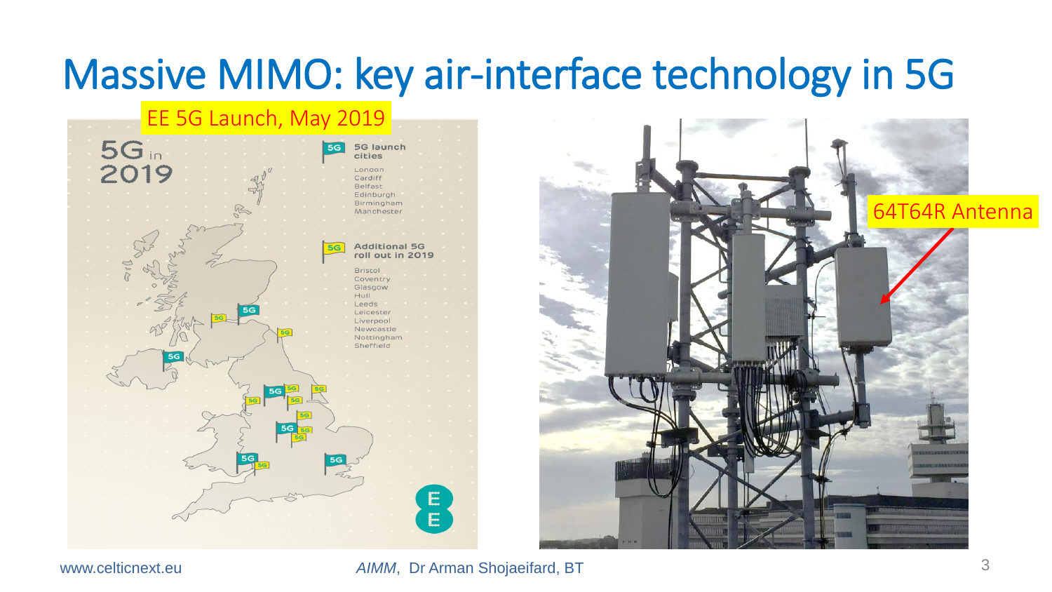# Massive MIMO: key air-interface technology in 5G

EE 5G Launch, May 2019

5G in 2019

5G launch cities

- London
- Cardiff
- Belfast
- Edinburgh
- Birmingham
- Manchester

Additional 5G roll out in 2019

- Bristol
- Coventry
- Glasgow
- Hull
- Leeds
- Leicester
- Liverpool
- Newcastle
- Nottingham
- Sheffield

64T64R Antenna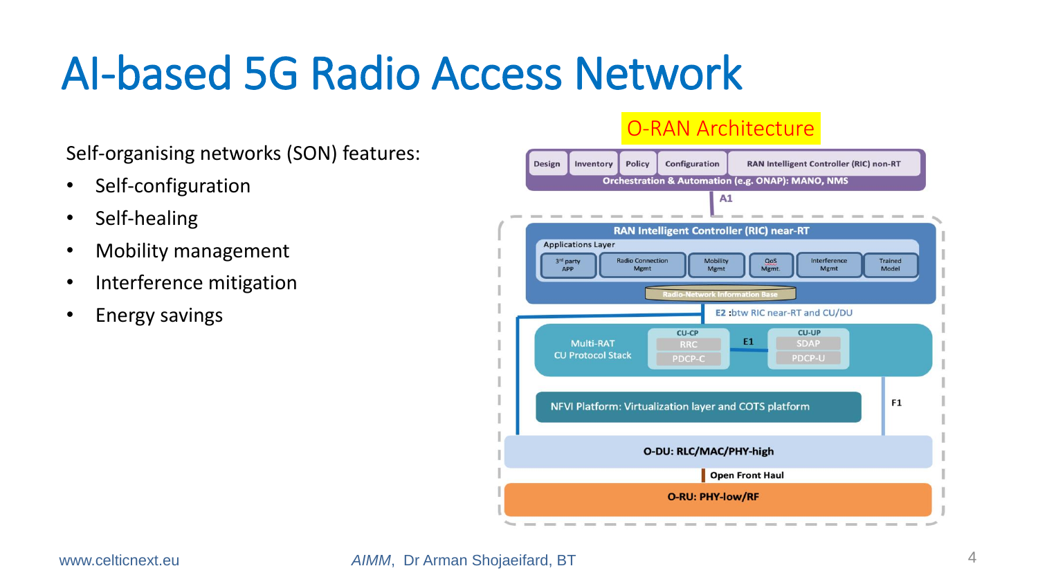# AI-based 5G Radio Access Network

Self-organising networks (SON) features:

- Self-configuration
- Self-healing
- Mobility management
- Interference mitigation
- Energy savings

O-RAN Architecture

Design | Inventory | Policy | Configuration | RAN Intelligent Controller (RIC) non-RT

Orchestration & Automation (e.g. ONAP): MANO, NMS

A1

RAN Intelligent Controller (RIC) near-RT

Applications Layer

3rd party APP | Radio Connection Mgmt | Mobility Mgmt | QoS Mgmt. | Interference Mgmt | Trained Model

Radio-Network Information Base

E2 :btw RIC near-RT and CU/DU

Multi-RAT CU Protocol Stack

CU-CP: RRC, PDCP-C

E1

CU-UP: SDAP, PDCP-U

NFVI Platform: Virtualization layer and COTS platform

F1

O-DU: RLC/MAC/PHY-high

Open Front Haul

O-RU: PHY-low/RF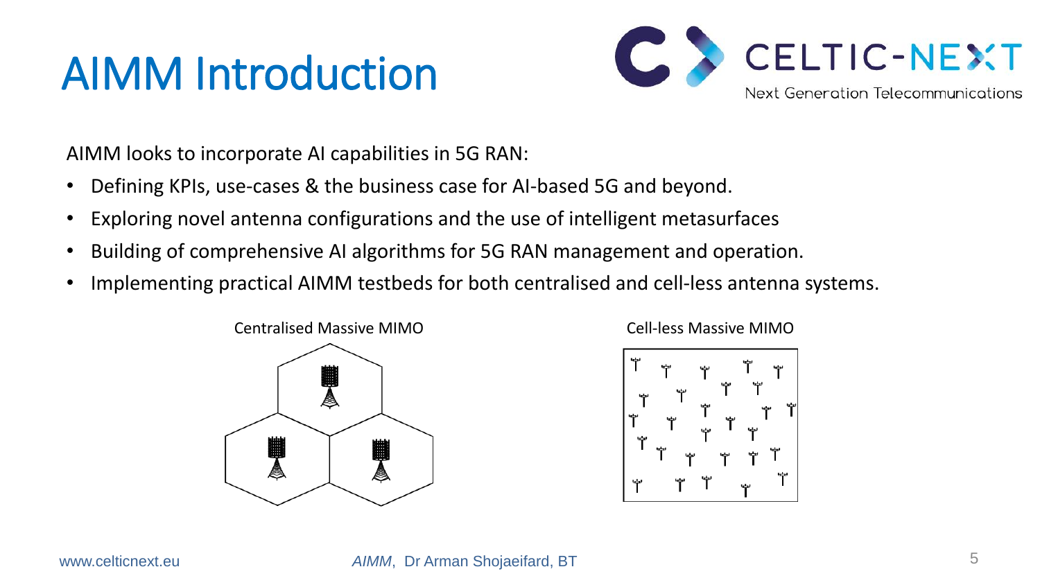# AIMM Introduction

AIMM looks to incorporate AI capabilities in 5G RAN:

- Defining KPIs, use-cases & the business case for AI-based 5G and beyond.
- Exploring novel antenna configurations and the use of intelligent metasurfaces
- Building of comprehensive AI algorithms for 5G RAN management and operation.
- Implementing practical AIMM testbeds for both centralised and cell-less antenna systems.

Centralised Massive MIMO

Cell-less Massive MIMO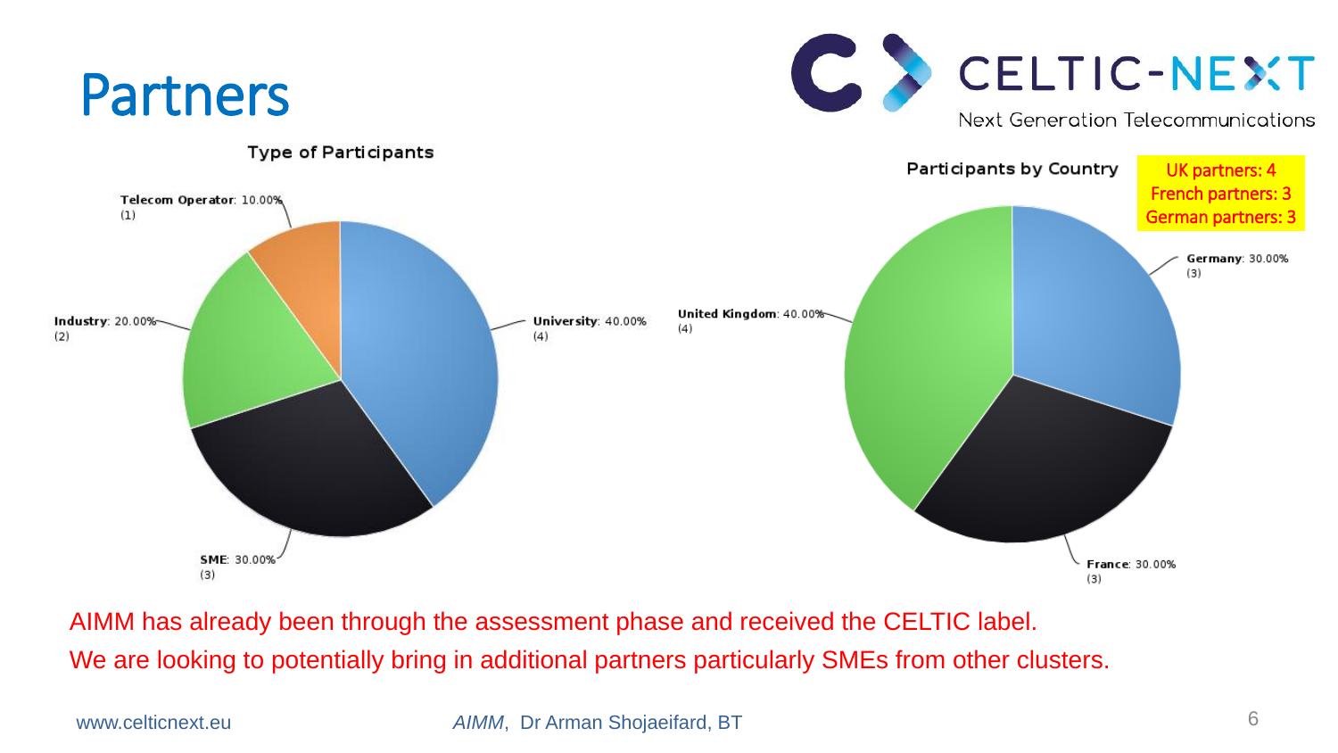# Partners

CELTIC-NEXT
Next Generation Telecommunications

**Type of Participants**

- **University**: 40.00% (4)
- **SME**: 30.00% (3)
- **Industry**: 20.00% (2)
- **Telecom Operator**: 10.00% (1)

**Participants by Country**

UK partners: 4
French partners: 3
German partners: 3

- **United Kingdom**: 40.00% (4)
- **Germany**: 30.00% (3)
- **France**: 30.00% (3)

AIMM has already been through the assessment phase and received the CELTIC label.
We are looking to potentially bring in additional partners particularly SMEs from other clusters.

www.celticnext.eu *AIMM*, Dr Arman Shojaeifard, BT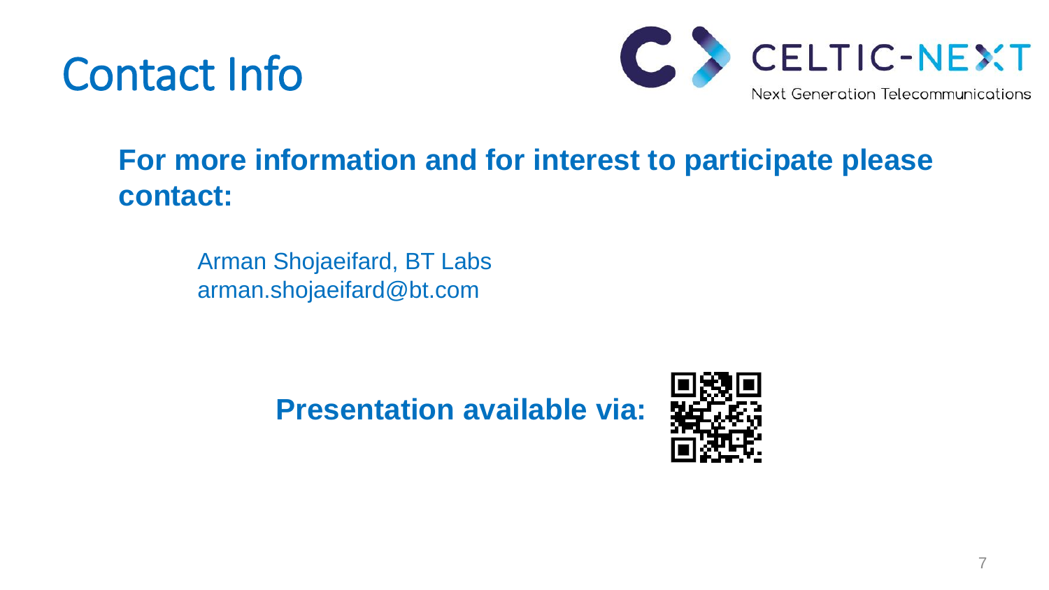# Contact Info

CELTIC-NEXT

Next Generation Telecommunications

**For more information and for interest to participate please contact:**

Arman Shojaeifard, BT Labs
arman.shojaeifard@bt.com

**Presentation available via:**